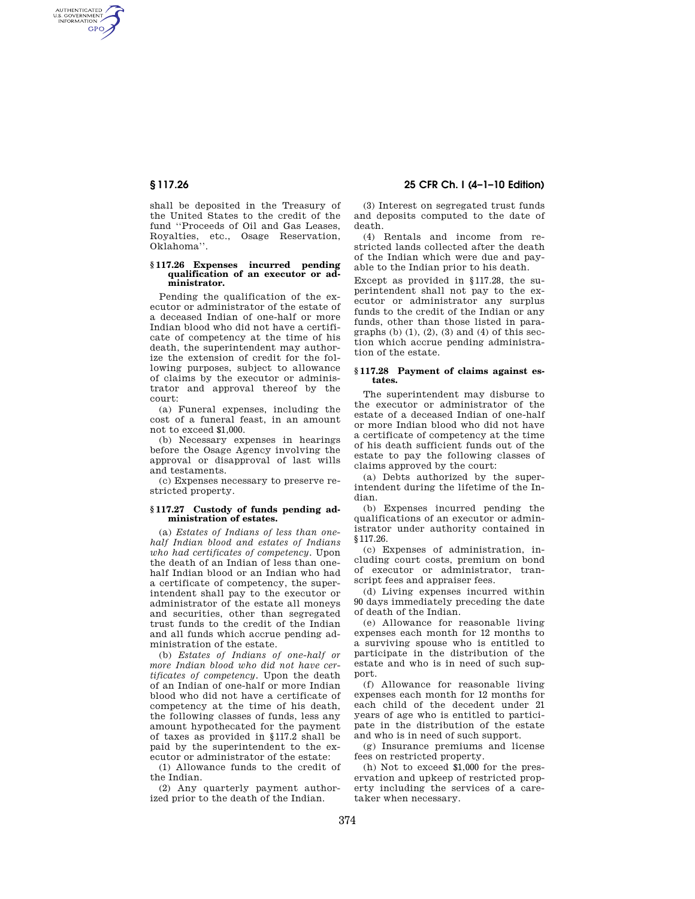shall be deposited in the Treasury of the United States to the credit of the fund "Proceeds of Oil and Gas Leases, Royalties, etc., Osage Reservation, Oklahoma".

### § 117.26 Expenses incurred pending qualification of an executor or administrator.

Pending the qualification of the executor or administrator of the estate of a deceased Indian of one-half or more Indian blood who did not have a certificate of competency at the time of his death, the superintendent may authorize the extension of credit for the following purposes, subject to allowance of claims by the executor or administrator and approval thereof by the court:

(a) Funeral expenses, including the cost of a funeral feast, in an amount not to exceed $1,000.

(b) Necessary expenses in hearings before the Osage Agency involving the approval or disapproval of last wills and testaments.

(c) Expenses necessary to preserve restricted property.

### § 117.27 Custody of funds pending administration of estates.

(a) *Estates of Indians of less than one-half Indian blood and estates of Indians who had certificates of competency.* Upon the death of an Indian of less than one-half Indian blood or an Indian who had a certificate of competency, the superintendent shall pay to the executor or administrator of the estate all moneys and securities, other than segregated trust funds to the credit of the Indian and all funds which accrue pending administration of the estate.

(b) *Estates of Indians of one-half or more Indian blood who did not have certificates of competency.* Upon the death of an Indian of one-half or more Indian blood who did not have a certificate of competency at the time of his death, the following classes of funds, less any amount hypothecated for the payment of taxes as provided in § 117.2 shall be paid by the superintendent to the executor or administrator of the estate:

(1) Allowance funds to the credit of the Indian.

(2) Any quarterly payment authorized prior to the death of the Indian.

(3) Interest on segregated trust funds and deposits computed to the date of death.

(4) Rentals and income from restricted lands collected after the death of the Indian which were due and payable to the Indian prior to his death.

Except as provided in § 117.28, the superintendent shall not pay to the executor or administrator any surplus funds to the credit of the Indian or any funds, other than those listed in paragraphs (b) (1), (2), (3) and (4) of this section which accrue pending administration of the estate.

### § 117.28 Payment of claims against estates.

The superintendent may disburse to the executor or administrator of the estate of a deceased Indian of one-half or more Indian blood who did not have a certificate of competency at the time of his death sufficient funds out of the estate to pay the following classes of claims approved by the court:

(a) Debts authorized by the superintendent during the lifetime of the Indian.

(b) Expenses incurred pending the qualifications of an executor or administrator under authority contained in § 117.26.

(c) Expenses of administration, including court costs, premium on bond of executor or administrator, transcript fees and appraiser fees.

(d) Living expenses incurred within 90 days immediately preceding the date of death of the Indian.

(e) Allowance for reasonable living expenses each month for 12 months to a surviving spouse who is entitled to participate in the distribution of the estate and who is in need of such support.

(f) Allowance for reasonable living expenses each month for 12 months for each child of the decedent under 21 years of age who is entitled to participate in the distribution of the estate and who is in need of such support.

(g) Insurance premiums and license fees on restricted property.

(h) Not to exceed $1,000 for the preservation and upkeep of restricted property including the services of a caretaker when necessary.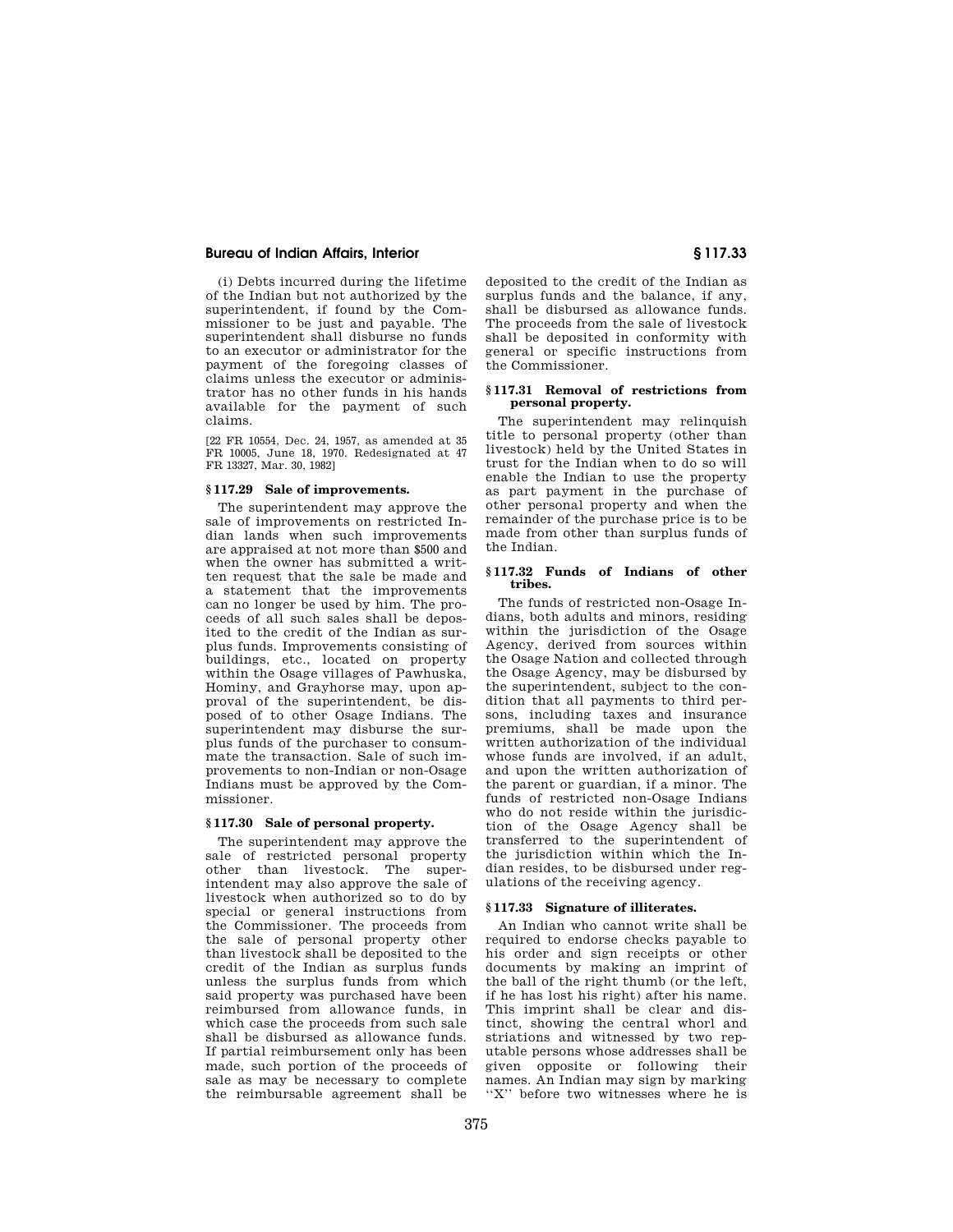(i) Debts incurred during the lifetime of the Indian but not authorized by the superintendent, if found by the Commissioner to be just and payable. The superintendent shall disburse no funds to an executor or administrator for the payment of the foregoing classes of claims unless the executor or administrator has no other funds in his hands available for the payment of such claims.

[22 FR 10554, Dec. 24, 1957, as amended at 35 FR 10005, June 18, 1970. Redesignated at 47 FR 13327, Mar. 30, 1982]

### § 117.29 Sale of improvements.

The superintendent may approve the sale of improvements on restricted Indian lands when such improvements are appraised at not more than $500 and when the owner has submitted a written request that the sale be made and a statement that the improvements can no longer be used by him. The proceeds of all such sales shall be deposited to the credit of the Indian as surplus funds. Improvements consisting of buildings, etc., located on property within the Osage villages of Pawhuska, Hominy, and Grayhorse may, upon approval of the superintendent, be disposed of to other Osage Indians. The superintendent may disburse the surplus funds of the purchaser to consummate the transaction. Sale of such improvements to non-Indian or non-Osage Indians must be approved by the Commissioner.

### § 117.30 Sale of personal property.

The superintendent may approve the sale of restricted personal property other than livestock. The superintendent may also approve the sale of livestock when authorized so to do by special or general instructions from the Commissioner. The proceeds from the sale of personal property other than livestock shall be deposited to the credit of the Indian as surplus funds unless the surplus funds from which said property was purchased have been reimbursed from allowance funds, in which case the proceeds from such sale shall be disbursed as allowance funds. If partial reimbursement only has been made, such portion of the proceeds of sale as may be necessary to complete the reimbursable agreement shall be deposited to the credit of the Indian as surplus funds and the balance, if any, shall be disbursed as allowance funds. The proceeds from the sale of livestock shall be deposited in conformity with general or specific instructions from the Commissioner.

### § 117.31 Removal of restrictions from personal property.

The superintendent may relinquish title to personal property (other than livestock) held by the United States in trust for the Indian when to do so will enable the Indian to use the property as part payment in the purchase of other personal property and when the remainder of the purchase price is to be made from other than surplus funds of the Indian.

### § 117.32 Funds of Indians of other tribes.

The funds of restricted non-Osage Indians, both adults and minors, residing within the jurisdiction of the Osage Agency, derived from sources within the Osage Nation and collected through the Osage Agency, may be disbursed by the superintendent, subject to the condition that all payments to third persons, including taxes and insurance premiums, shall be made upon the written authorization of the individual whose funds are involved, if an adult, and upon the written authorization of the parent or guardian, if a minor. The funds of restricted non-Osage Indians who do not reside within the jurisdiction of the Osage Agency shall be transferred to the superintendent of the jurisdiction within which the Indian resides, to be disbursed under regulations of the receiving agency.

### § 117.33 Signature of illiterates.

An Indian who cannot write shall be required to endorse checks payable to his order and sign receipts or other documents by making an imprint of the ball of the right thumb (or the left, if he has lost his right) after his name. This imprint shall be clear and distinct, showing the central whorl and striations and witnessed by two reputable persons whose addresses shall be given opposite or following their names. An Indian may sign by marking "X" before two witnesses where he is